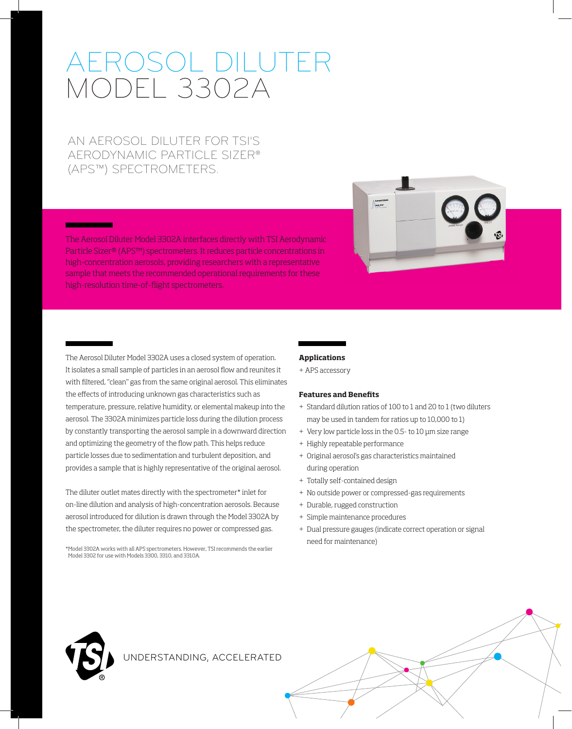# AEROSOL DILUTER MODEL 3302A

## AN AEROSOL DILUTER FOR TSI'S AERODYNAMIC PARTICLE SIZER® (APS™) SPECTROMETERS.

The Aerosol Diluter Model 3302A interfaces directly with TSI Aerodynamic Particle Sizer® (APS™) spectrometers. It reduces particle concentrations in high-concentration aerosols, providing researchers with a representative sample that meets the recommended operational requirements for these high-resolution time-of-flight spectrometers.

The Aerosol Diluter Model 3302A uses a closed system of operation. It isolates a small sample of particles in an aerosol flow and reunites it with filtered, "clean" gas from the same original aerosol. This eliminates the effects of introducing unknown gas characteristics such as temperature, pressure, relative humidity, or elemental makeup into the aerosol. The 3302A minimizes particle loss during the dilution process by constantly transporting the aerosol sample in a downward direction and optimizing the geometry of the flow path. This helps reduce particle losses due to sedimentation and turbulent deposition, and provides a sample that is highly representative of the original aerosol.

The diluter outlet mates directly with the spectrometer* inlet for on-line dilution and analysis of high-concentration aerosols. Because aerosol introduced for dilution is drawn through the Model 3302A by the spectrometer, the diluter requires no power or compressed gas.

*Model 3302A works with all APS spectrometers. However, TSI recommends the earlier Model 3302 for use with Models 3300, 3310, and 3310A.

**Applications**

+ APS accessory

**Features and Benefits**

+ Standard dilution ratios of 100 to 1 and 20 to 1 (two diluters may be used in tandem for ratios up to 10,000 to 1)
+ Very low particle loss in the 0.5- to 10 µm size range
+ Highly repeatable performance
+ Original aerosol's gas characteristics maintained during operation
+ Totally self-contained design
+ No outside power or compressed-gas requirements
+ Durable, rugged construction
+ Simple maintenance procedures
+ Dual pressure gauges (indicate correct operation or signal need for maintenance)

UNDERSTANDING, ACCELERATED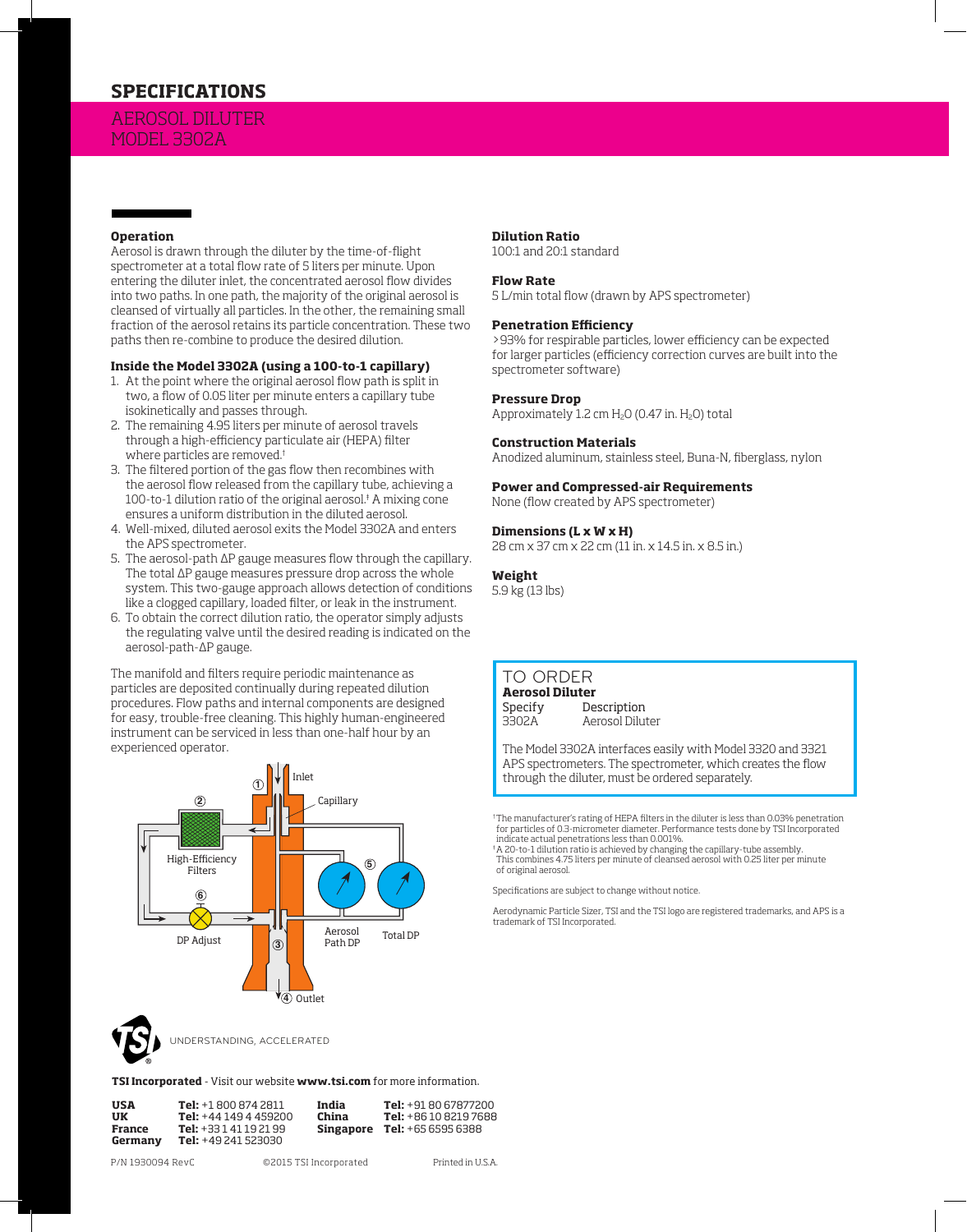# SPECIFICATIONS

## AEROSOL DILUTER MODEL 3302A

### Operation

Aerosol is drawn through the diluter by the time-of-flight spectrometer at a total flow rate of 5 liters per minute. Upon entering the diluter inlet, the concentrated aerosol flow divides into two paths. In one path, the majority of the original aerosol is cleansed of virtually all particles. In the other, the remaining small fraction of the aerosol retains its particle concentration. These two paths then re-combine to produce the desired dilution.

### Inside the Model 3302A (using a 100-to-1 capillary)

1. At the point where the original aerosol flow path is split in two, a flow of 0.05 liter per minute enters a capillary tube isokinetically and passes through.
2. The remaining 4.95 liters per minute of aerosol travels through a high-efficiency particulate air (HEPA) filter where particles are removed.[†]
3. The filtered portion of the gas flow then recombines with the aerosol flow released from the capillary tube, achieving a 100-to-1 dilution ratio of the original aerosol.[‡] A mixing cone ensures a uniform distribution in the diluted aerosol.
4. Well-mixed, diluted aerosol exits the Model 3302A and enters the APS spectrometer.
5. The aerosol-path ΔP gauge measures flow through the capillary. The total ΔP gauge measures pressure drop across the whole system. This two-gauge approach allows detection of conditions like a clogged capillary, loaded filter, or leak in the instrument.
6. To obtain the correct dilution ratio, the operator simply adjusts the regulating valve until the desired reading is indicated on the aerosol-path-ΔP gauge.

The manifold and filters require periodic maintenance as particles are deposited continually during repeated dilution procedures. Flow paths and internal components are designed for easy, trouble-free cleaning. This highly human-engineered instrument can be serviced in less than one-half hour by an experienced operator.

① Inlet
Capillary
② High-Efficiency Filters
⑤
⑥ DP Adjust
③
Aerosol Path DP
Total DP
④ Outlet

### Dilution Ratio

100:1 and 20:1 standard

### Flow Rate

5 L/min total flow (drawn by APS spectrometer)

### Penetration Efficiency

>93% for respirable particles, lower efficiency can be expected for larger particles (efficiency correction curves are built into the spectrometer software)

### Pressure Drop

Approximately 1.2 cm $H_2O$ (0.47 in. $H_2O$) total

### Construction Materials

Anodized aluminum, stainless steel, Buna-N, fiberglass, nylon

### Power and Compressed-air Requirements

None (flow created by APS spectrometer)

### Dimensions (L x W x H)

28 cm x 37 cm x 22 cm (11 in. x 14.5 in. x 8.5 in.)

### Weight

5.9 kg (13 lbs)

### TO ORDER

**Aerosol Diluter**

| Specify | Description |
|---|---|
| 3302A | Aerosol Diluter |

The Model 3302A interfaces easily with Model 3320 and 3321 APS spectrometers. The spectrometer, which creates the flow through the diluter, must be ordered separately.

[†] The manufacturer's rating of HEPA filters in the diluter is less than 0.03% penetration for particles of 0.3-micrometer diameter. Performance tests done by TSI Incorporated indicate actual penetrations less than 0.001%.

[‡] A 20-to-1 dilution ratio is achieved by changing the capillary-tube assembly. This combines 4.75 liters per minute of cleansed aerosol with 0.25 liter per minute of original aerosol.

Specifications are subject to change without notice.

Aerodynamic Particle Sizer, TSI and the TSI logo are registered trademarks, and APS is a trademark of TSI Incorporated.

UNDERSTANDING, ACCELERATED

**TSI Incorporated** - Visit our website **www.tsi.com** for more information.

| | | | |
|---|---|---|---|
| **USA** | **Tel:** +1 800 874 2811 | **India** | **Tel:** +91 80 67877200 |
| **UK** | **Tel:** +44 149 4 459200 | **China** | **Tel:** +86 10 8219 7688 |
| **France** | **Tel:** +33 1 41 19 21 99 | **Singapore** | **Tel:** +65 6595 6388 |
| **Germany** | **Tel:** +49 241 523030 | | |

P/N 1930094 RevC ©2015 TSI Incorporated Printed in U.S.A.